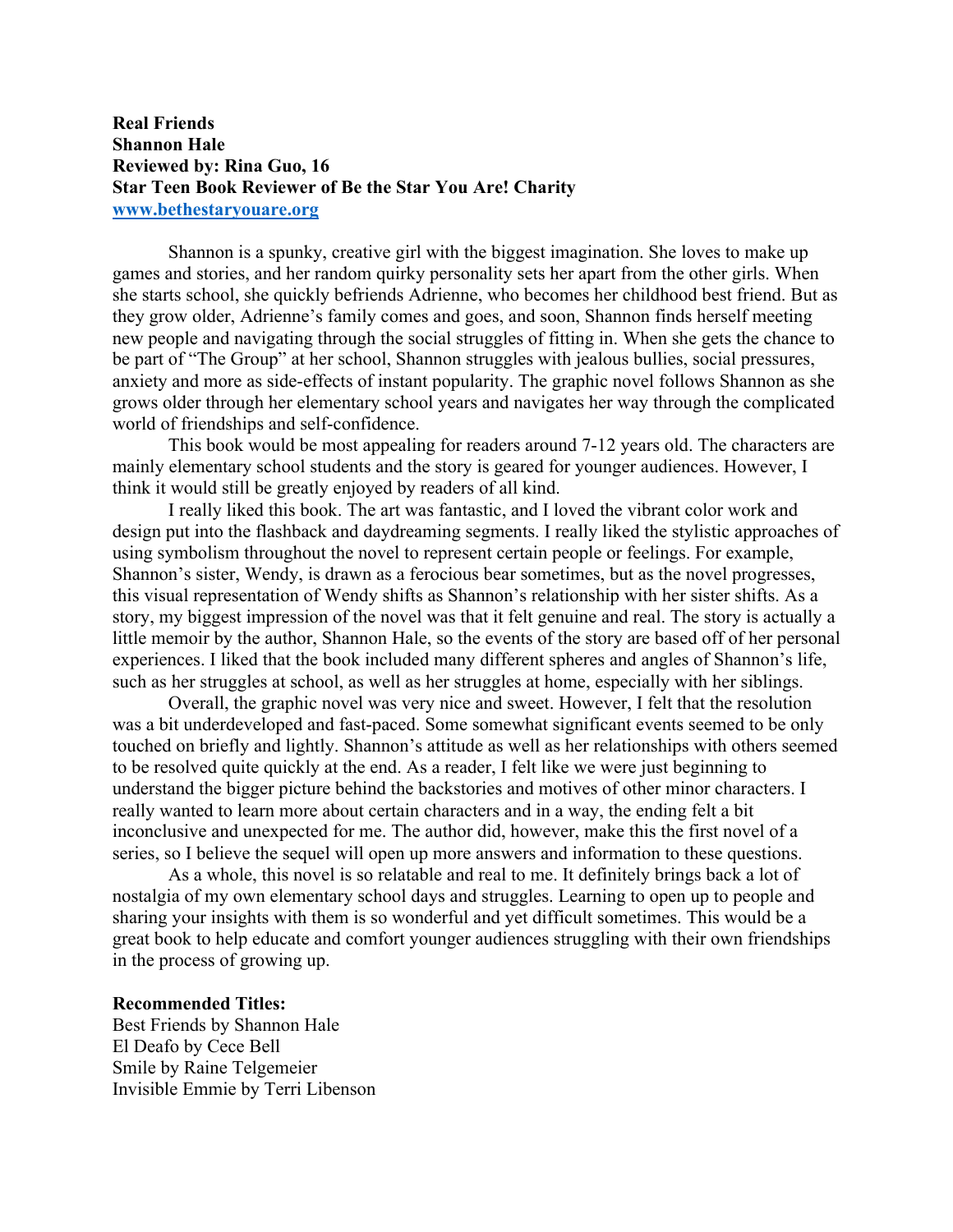**Real Friends**
**Shannon Hale**
**Reviewed by: Rina Guo, 16**
**Star Teen Book Reviewer of Be the Star You Are! Charity**
**[www.bethestaryouare.org](http://www.bethestaryouare.org)**

Shannon is a spunky, creative girl with the biggest imagination. She loves to make up games and stories, and her random quirky personality sets her apart from the other girls. When she starts school, she quickly befriends Adrienne, who becomes her childhood best friend. But as they grow older, Adrienne's family comes and goes, and soon, Shannon finds herself meeting new people and navigating through the social struggles of fitting in. When she gets the chance to be part of "The Group" at her school, Shannon struggles with jealous bullies, social pressures, anxiety and more as side-effects of instant popularity. The graphic novel follows Shannon as she grows older through her elementary school years and navigates her way through the complicated world of friendships and self-confidence.

This book would be most appealing for readers around 7-12 years old. The characters are mainly elementary school students and the story is geared for younger audiences. However, I think it would still be greatly enjoyed by readers of all kind.

I really liked this book. The art was fantastic, and I loved the vibrant color work and design put into the flashback and daydreaming segments. I really liked the stylistic approaches of using symbolism throughout the novel to represent certain people or feelings. For example, Shannon's sister, Wendy, is drawn as a ferocious bear sometimes, but as the novel progresses, this visual representation of Wendy shifts as Shannon's relationship with her sister shifts. As a story, my biggest impression of the novel was that it felt genuine and real. The story is actually a little memoir by the author, Shannon Hale, so the events of the story are based off of her personal experiences. I liked that the book included many different spheres and angles of Shannon's life, such as her struggles at school, as well as her struggles at home, especially with her siblings.

Overall, the graphic novel was very nice and sweet. However, I felt that the resolution was a bit underdeveloped and fast-paced. Some somewhat significant events seemed to be only touched on briefly and lightly. Shannon's attitude as well as her relationships with others seemed to be resolved quite quickly at the end. As a reader, I felt like we were just beginning to understand the bigger picture behind the backstories and motives of other minor characters. I really wanted to learn more about certain characters and in a way, the ending felt a bit inconclusive and unexpected for me. The author did, however, make this the first novel of a series, so I believe the sequel will open up more answers and information to these questions.

As a whole, this novel is so relatable and real to me. It definitely brings back a lot of nostalgia of my own elementary school days and struggles. Learning to open up to people and sharing your insights with them is so wonderful and yet difficult sometimes. This would be a great book to help educate and comfort younger audiences struggling with their own friendships in the process of growing up.

**Recommended Titles:**
Best Friends by Shannon Hale
El Deafo by Cece Bell
Smile by Raine Telgemeier
Invisible Emmie by Terri Libenson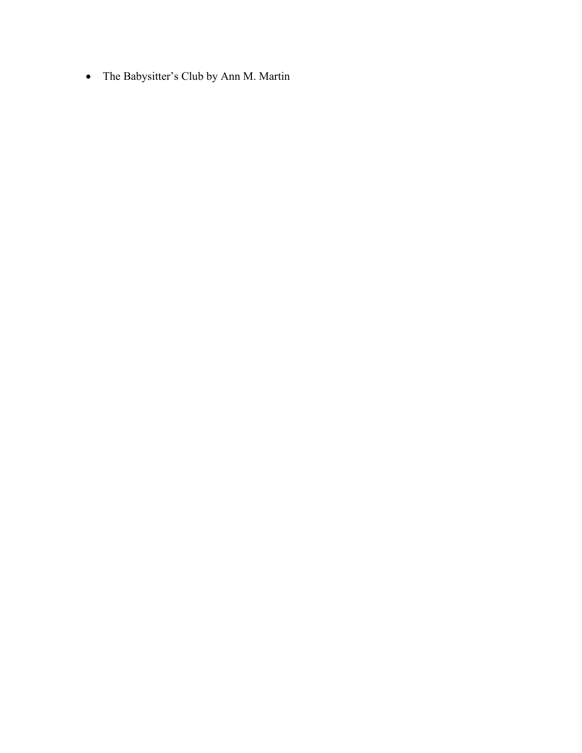- The Babysitter’s Club by Ann M. Martin